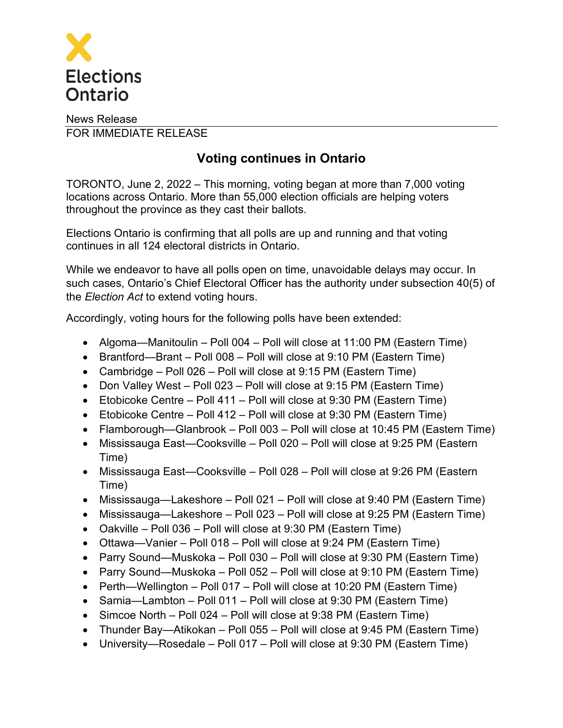Elections Ontario

News Release

FOR IMMEDIATE RELEASE

# Voting continues in Ontario

TORONTO, June 2, 2022 – This morning, voting began at more than 7,000 voting locations across Ontario. More than 55,000 election officials are helping voters throughout the province as they cast their ballots.

Elections Ontario is confirming that all polls are up and running and that voting continues in all 124 electoral districts in Ontario.

While we endeavor to have all polls open on time, unavoidable delays may occur. In such cases, Ontario's Chief Electoral Officer has the authority under subsection 40(5) of the *Election Act* to extend voting hours.

Accordingly, voting hours for the following polls have been extended:

- Algoma—Manitoulin – Poll 004 – Poll will close at 11:00 PM (Eastern Time)
- Brantford—Brant – Poll 008 – Poll will close at 9:10 PM (Eastern Time)
- Cambridge – Poll 026 – Poll will close at 9:15 PM (Eastern Time)
- Don Valley West – Poll 023 – Poll will close at 9:15 PM (Eastern Time)
- Etobicoke Centre – Poll 411 – Poll will close at 9:30 PM (Eastern Time)
- Etobicoke Centre – Poll 412 – Poll will close at 9:30 PM (Eastern Time)
- Flamborough—Glanbrook – Poll 003 – Poll will close at 10:45 PM (Eastern Time)
- Mississauga East—Cooksville – Poll 020 – Poll will close at 9:25 PM (Eastern Time)
- Mississauga East—Cooksville – Poll 028 – Poll will close at 9:26 PM (Eastern Time)
- Mississauga—Lakeshore – Poll 021 – Poll will close at 9:40 PM (Eastern Time)
- Mississauga—Lakeshore – Poll 023 – Poll will close at 9:25 PM (Eastern Time)
- Oakville – Poll 036 – Poll will close at 9:30 PM (Eastern Time)
- Ottawa—Vanier – Poll 018 – Poll will close at 9:24 PM (Eastern Time)
- Parry Sound—Muskoka – Poll 030 – Poll will close at 9:30 PM (Eastern Time)
- Parry Sound—Muskoka – Poll 052 – Poll will close at 9:10 PM (Eastern Time)
- Perth—Wellington – Poll 017 – Poll will close at 10:20 PM (Eastern Time)
- Sarnia—Lambton – Poll 011 – Poll will close at 9:30 PM (Eastern Time)
- Simcoe North – Poll 024 – Poll will close at 9:38 PM (Eastern Time)
- Thunder Bay—Atikokan – Poll 055 – Poll will close at 9:45 PM (Eastern Time)
- University—Rosedale – Poll 017 – Poll will close at 9:30 PM (Eastern Time)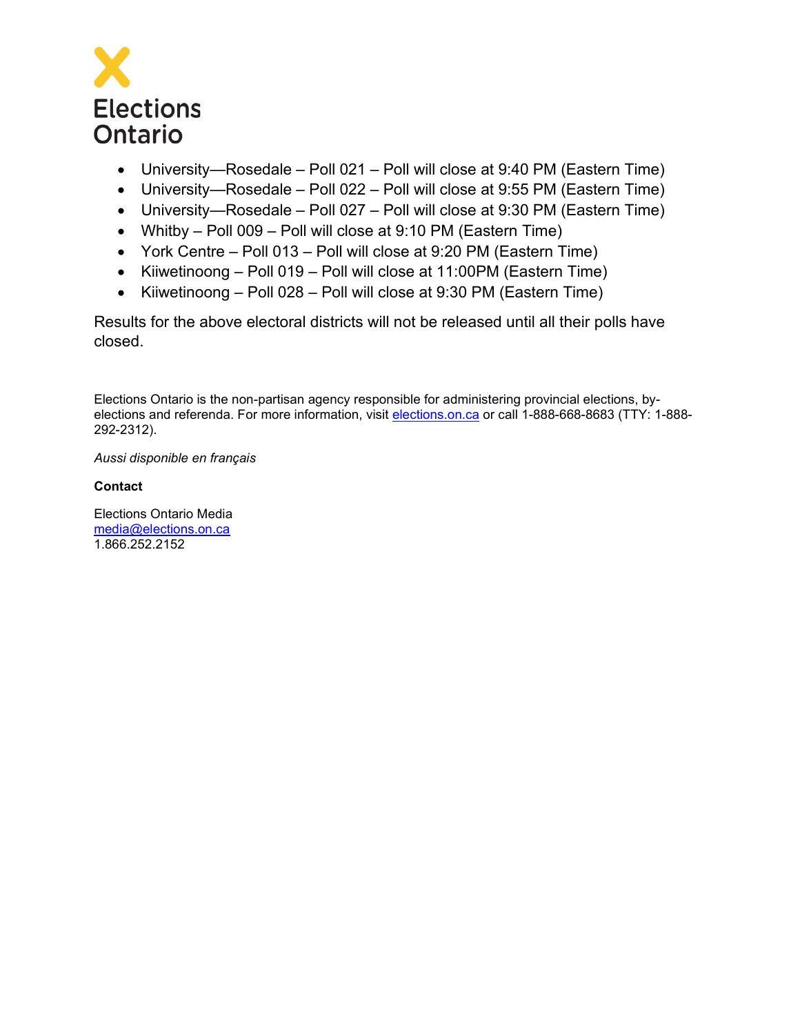- University—Rosedale – Poll 021 – Poll will close at 9:40 PM (Eastern Time)
- University—Rosedale – Poll 022 – Poll will close at 9:55 PM (Eastern Time)
- University—Rosedale – Poll 027 – Poll will close at 9:30 PM (Eastern Time)
- Whitby – Poll 009 – Poll will close at 9:10 PM (Eastern Time)
- York Centre – Poll 013 – Poll will close at 9:20 PM (Eastern Time)
- Kiiwetinoong – Poll 019 – Poll will close at 11:00PM (Eastern Time)
- Kiiwetinoong – Poll 028 – Poll will close at 9:30 PM (Eastern Time)

Results for the above electoral districts will not be released until all their polls have closed.

Elections Ontario is the non-partisan agency responsible for administering provincial elections, by-elections and referenda. For more information, visit [elections.on.ca](elections.on.ca) or call 1-888-668-8683 (TTY: 1-888-292-2312).

*Aussi disponible en français*

**Contact**

Elections Ontario Media
[media@elections.on.ca](mailto:media@elections.on.ca)
1.866.252.2152